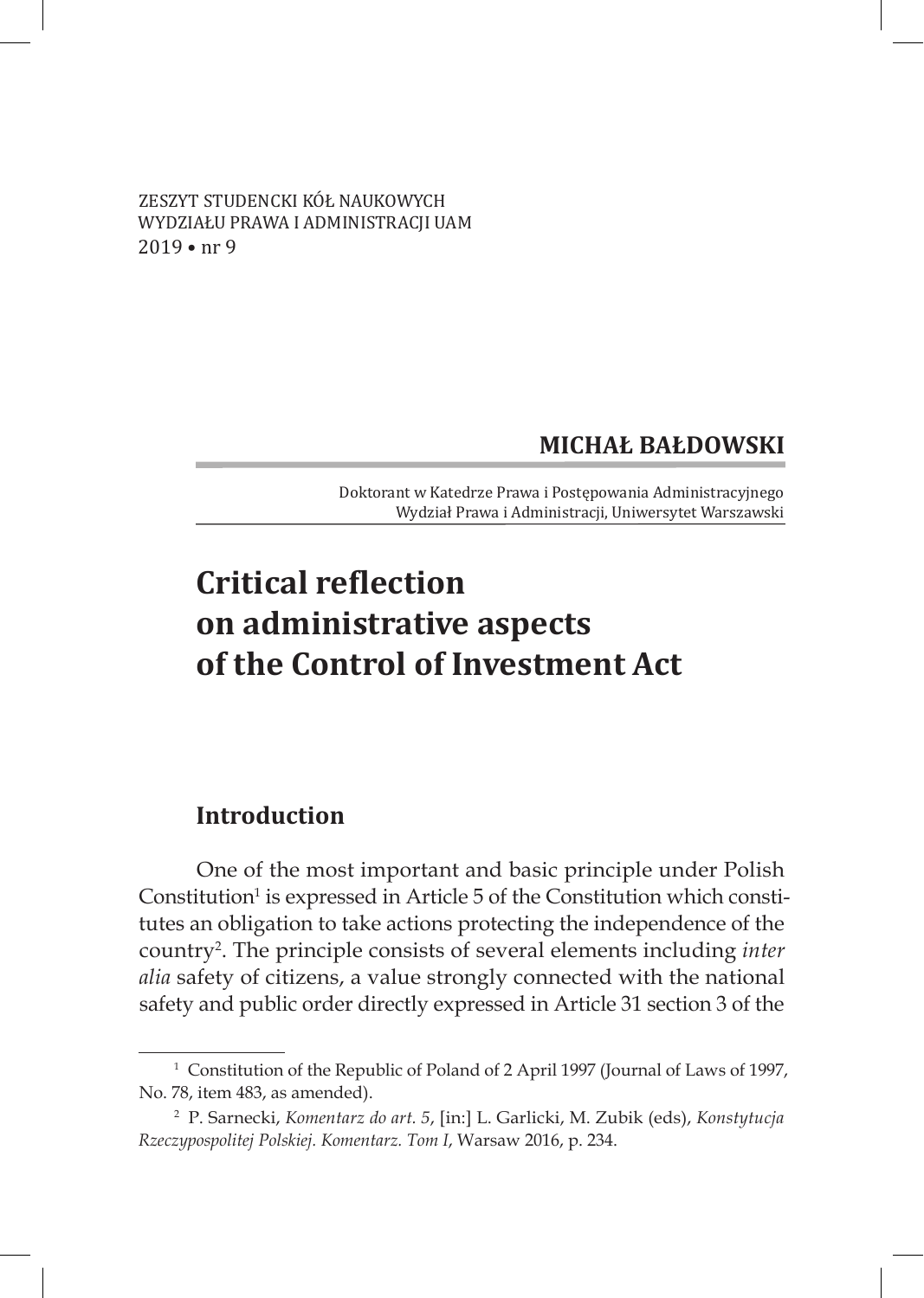ZESZYT STUDENCKI KÓŁ NAUKOWYCH
WYDZIAŁU PRAWA I ADMINISTRACJI UAM
2019 • nr 9

**MICHAŁ BAŁDOWSKI**

Doktorant w Katedrze Prawa i Postępowania Administracyjnego
Wydział Prawa i Administracji, Uniwersytet Warszawski

# Critical reflection on administrative aspects of the Control of Investment Act

## Introduction

One of the most important and basic principle under Polish Constitution[1] is expressed in Article 5 of the Constitution which constitutes an obligation to take actions protecting the independence of the country[2]. The principle consists of several elements including *inter alia* safety of citizens, a value strongly connected with the national safety and public order directly expressed in Article 31 section 3 of the

---

[1] Constitution of the Republic of Poland of 2 April 1997 (Journal of Laws of 1997, No. 78, item 483, as amended).

[2] P. Sarnecki, *Komentarz do art. 5*, [in:] L. Garlicki, M. Zubik (eds), *Konstytucja Rzeczypospolitej Polskiej. Komentarz. Tom I*, Warsaw 2016, p. 234.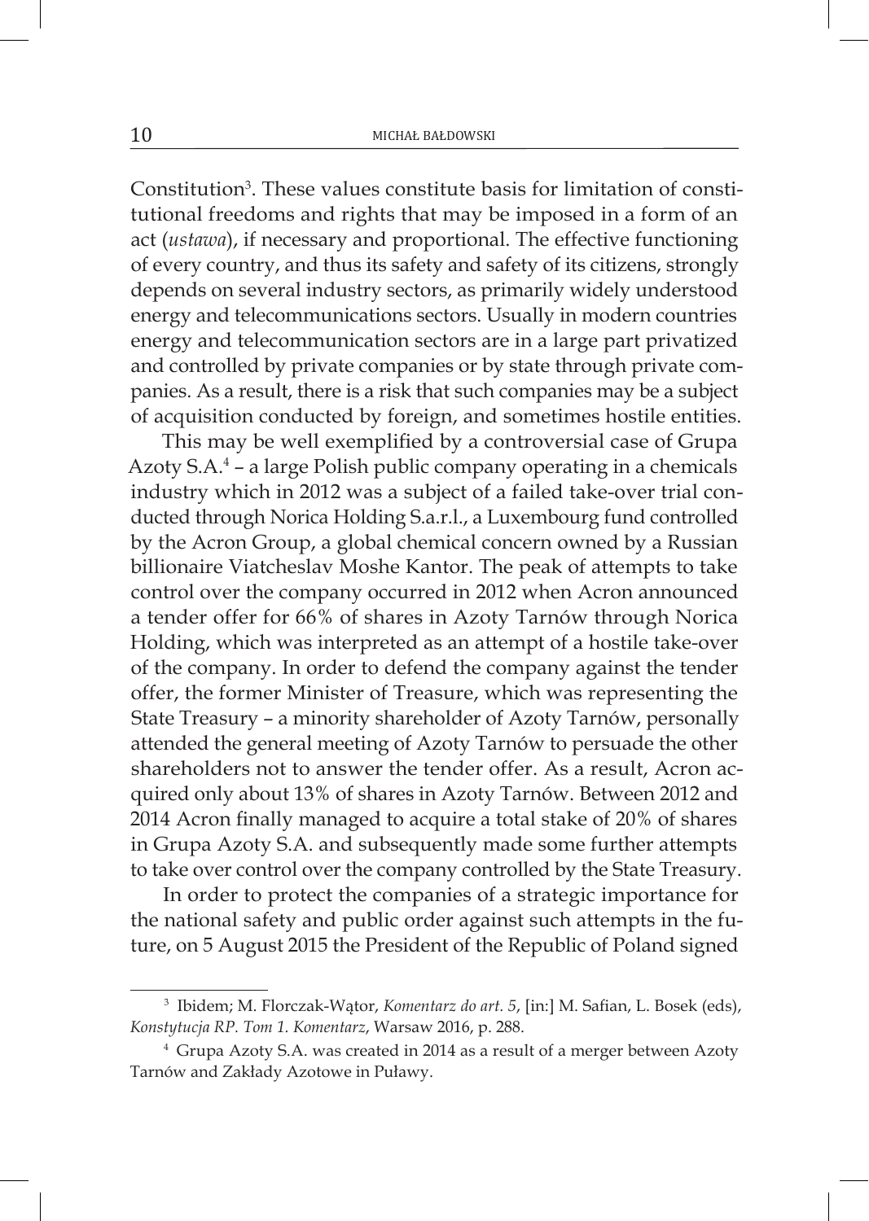Constitution[3]. These values constitute basis for limitation of constitutional freedoms and rights that may be imposed in a form of an act (*ustawa*), if necessary and proportional. The effective functioning of every country, and thus its safety and safety of its citizens, strongly depends on several industry sectors, as primarily widely understood energy and telecommunications sectors. Usually in modern countries energy and telecommunication sectors are in a large part privatized and controlled by private companies or by state through private companies. As a result, there is a risk that such companies may be a subject of acquisition conducted by foreign, and sometimes hostile entities.

This may be well exemplified by a controversial case of Grupa Azoty S.A.[4] – a large Polish public company operating in a chemicals industry which in 2012 was a subject of a failed take-over trial conducted through Norica Holding S.a.r.l., a Luxembourg fund controlled by the Acron Group, a global chemical concern owned by a Russian billionaire Viatcheslav Moshe Kantor. The peak of attempts to take control over the company occurred in 2012 when Acron announced a tender offer for 66% of shares in Azoty Tarnów through Norica Holding, which was interpreted as an attempt of a hostile take-over of the company. In order to defend the company against the tender offer, the former Minister of Treasure, which was representing the State Treasury – a minority shareholder of Azoty Tarnów, personally attended the general meeting of Azoty Tarnów to persuade the other shareholders not to answer the tender offer. As a result, Acron acquired only about 13% of shares in Azoty Tarnów. Between 2012 and 2014 Acron finally managed to acquire a total stake of 20% of shares in Grupa Azoty S.A. and subsequently made some further attempts to take over control over the company controlled by the State Treasury.

In order to protect the companies of a strategic importance for the national safety and public order against such attempts in the future, on 5 August 2015 the President of the Republic of Poland signed

[3] Ibidem; M. Florczak-Wątor, *Komentarz do art. 5*, [in:] M. Safian, L. Bosek (eds), *Konstytucja RP. Tom 1. Komentarz*, Warsaw 2016, p. 288.

[4] Grupa Azoty S.A. was created in 2014 as a result of a merger between Azoty Tarnów and Zakłady Azotowe in Puławy.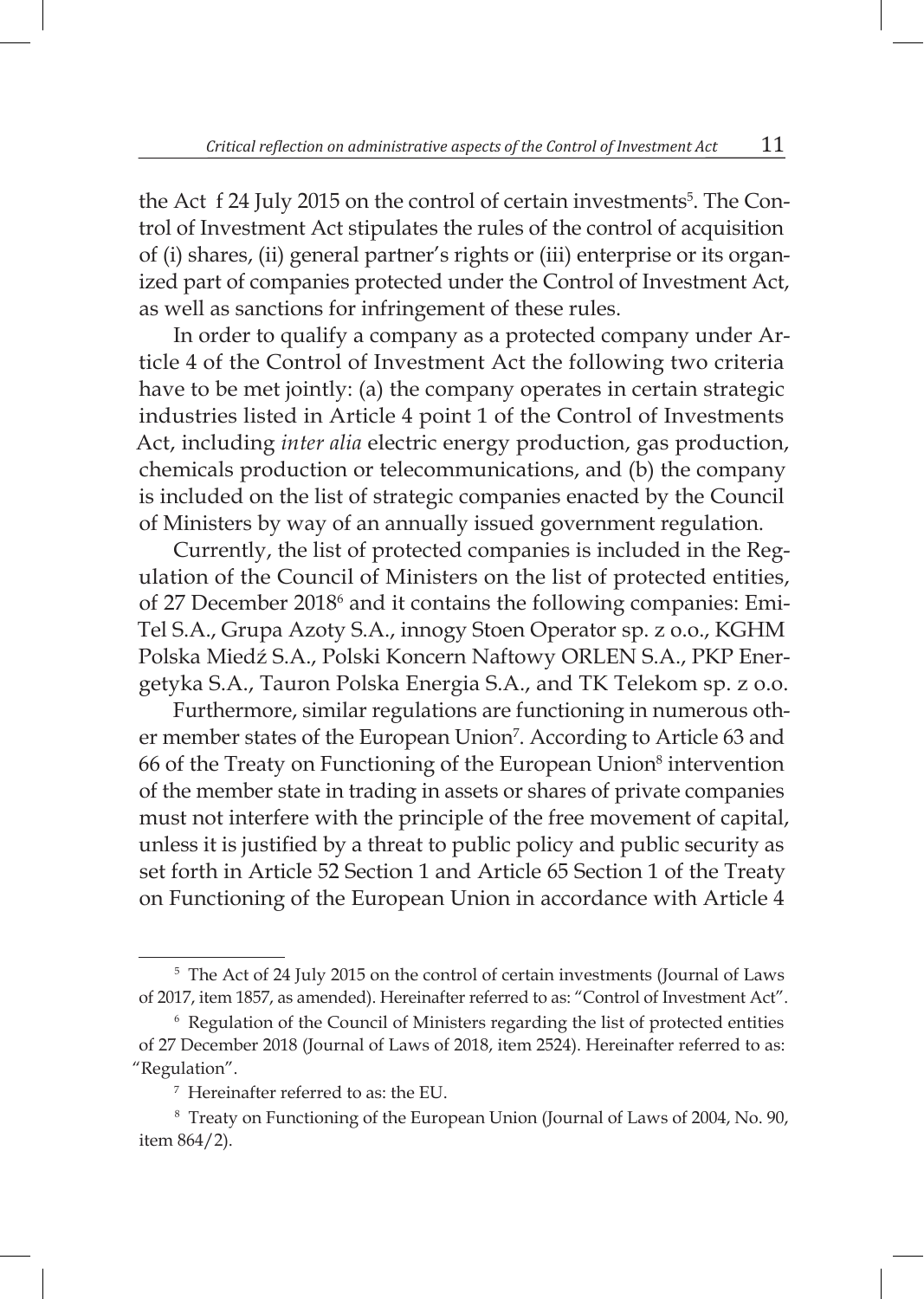the Act f 24 July 2015 on the control of certain investments[5]. The Control of Investment Act stipulates the rules of the control of acquisition of (i) shares, (ii) general partner's rights or (iii) enterprise or its organized part of companies protected under the Control of Investment Act, as well as sanctions for infringement of these rules.

In order to qualify a company as a protected company under Article 4 of the Control of Investment Act the following two criteria have to be met jointly: (a) the company operates in certain strategic industries listed in Article 4 point 1 of the Control of Investments Act, including *inter alia* electric energy production, gas production, chemicals production or telecommunications, and (b) the company is included on the list of strategic companies enacted by the Council of Ministers by way of an annually issued government regulation.

Currently, the list of protected companies is included in the Regulation of the Council of Ministers on the list of protected entities, of 27 December 2018[6] and it contains the following companies: Emi-Tel S.A., Grupa Azoty S.A., innogy Stoen Operator sp. z o.o., KGHM Polska Miedź S.A., Polski Koncern Naftowy ORLEN S.A., PKP Energetyka S.A., Tauron Polska Energia S.A., and TK Telekom sp. z o.o.

Furthermore, similar regulations are functioning in numerous other member states of the European Union[7]. According to Article 63 and 66 of the Treaty on Functioning of the European Union[8] intervention of the member state in trading in assets or shares of private companies must not interfere with the principle of the free movement of capital, unless it is justified by a threat to public policy and public security as set forth in Article 52 Section 1 and Article 65 Section 1 of the Treaty on Functioning of the European Union in accordance with Article 4

---

[5] The Act of 24 July 2015 on the control of certain investments (Journal of Laws of 2017, item 1857, as amended). Hereinafter referred to as: "Control of Investment Act".

[6] Regulation of the Council of Ministers regarding the list of protected entities of 27 December 2018 (Journal of Laws of 2018, item 2524). Hereinafter referred to as: "Regulation".

[7] Hereinafter referred to as: the EU.

[8] Treaty on Functioning of the European Union (Journal of Laws of 2004, No. 90, item 864/2).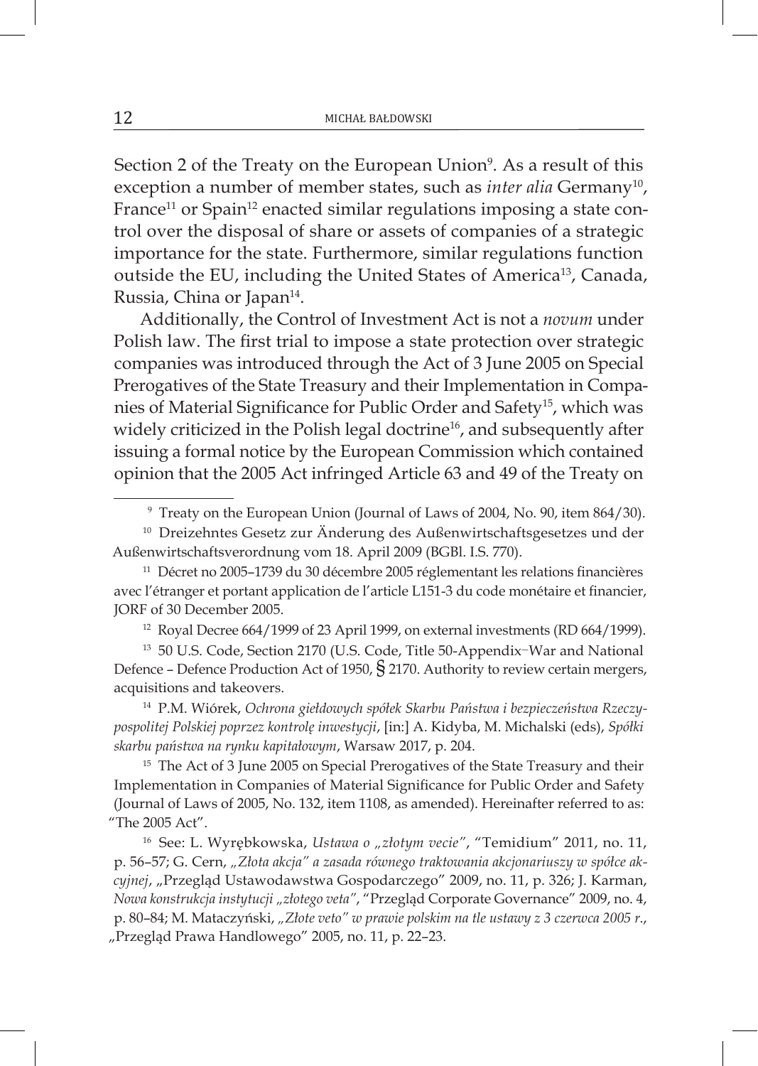Section 2 of the Treaty on the European Union[9]. As a result of this exception a number of member states, such as *inter alia* Germany[10], France[11] or Spain[12] enacted similar regulations imposing a state control over the disposal of share or assets of companies of a strategic importance for the state. Furthermore, similar regulations function outside the EU, including the United States of America[13], Canada, Russia, China or Japan[14].

Additionally, the Control of Investment Act is not a *novum* under Polish law. The first trial to impose a state protection over strategic companies was introduced through the Act of 3 June 2005 on Special Prerogatives of the State Treasury and their Implementation in Companies of Material Significance for Public Order and Safety[15], which was widely criticized in the Polish legal doctrine[16], and subsequently after issuing a formal notice by the European Commission which contained opinion that the 2005 Act infringed Article 63 and 49 of the Treaty on

---

[9] Treaty on the European Union (Journal of Laws of 2004, No. 90, item 864/30).

[10] Dreizehntes Gesetz zur Änderung des Außenwirtschaftsgesetzes und der Außenwirtschaftsverordnung vom 18. April 2009 (BGBl. I.S. 770).

[11] Décret no 2005–1739 du 30 décembre 2005 réglementant les relations financières avec l'étranger et portant application de l'article L151-3 du code monétaire et financier, JORF of 30 December 2005.

[12] Royal Decree 664/1999 of 23 April 1999, on external investments (RD 664/1999).

[13] 50 U.S. Code, Section 2170 (U.S. Code, Title 50-Appendix–War and National Defence – Defence Production Act of 1950, § 2170. Authority to review certain mergers, acquisitions and takeovers.

[14] P.M. Wiórek, *Ochrona giełdowych spółek Skarbu Państwa i bezpieczeństwa Rzeczypospolitej Polskiej poprzez kontrolę inwestycji*, [in:] A. Kidyba, M. Michalski (eds), *Spółki skarbu państwa na rynku kapitałowym*, Warsaw 2017, p. 204.

[15] The Act of 3 June 2005 on Special Prerogatives of the State Treasury and their Implementation in Companies of Material Significance for Public Order and Safety (Journal of Laws of 2005, No. 132, item 1108, as amended). Hereinafter referred to as: "The 2005 Act".

[16] See: L. Wyrębkowska, *Ustawa o „złotym vecie"*, "Temidium" 2011, no. 11, p. 56–57; G. Cern, *„Złota akcja" a zasada równego traktowania akcjonariuszy w spółce akcyjnej*, „Przegląd Ustawodawstwa Gospodarczego" 2009, no. 11, p. 326; J. Karman, *Nowa konstrukcja instytucji „złotego veta"*, "Przegląd Corporate Governance" 2009, no. 4, p. 80–84; M. Mataczyński, *„Złote veto" w prawie polskim na tle ustawy z 3 czerwca 2005 r.*, „Przegląd Prawa Handlowego" 2005, no. 11, p. 22–23.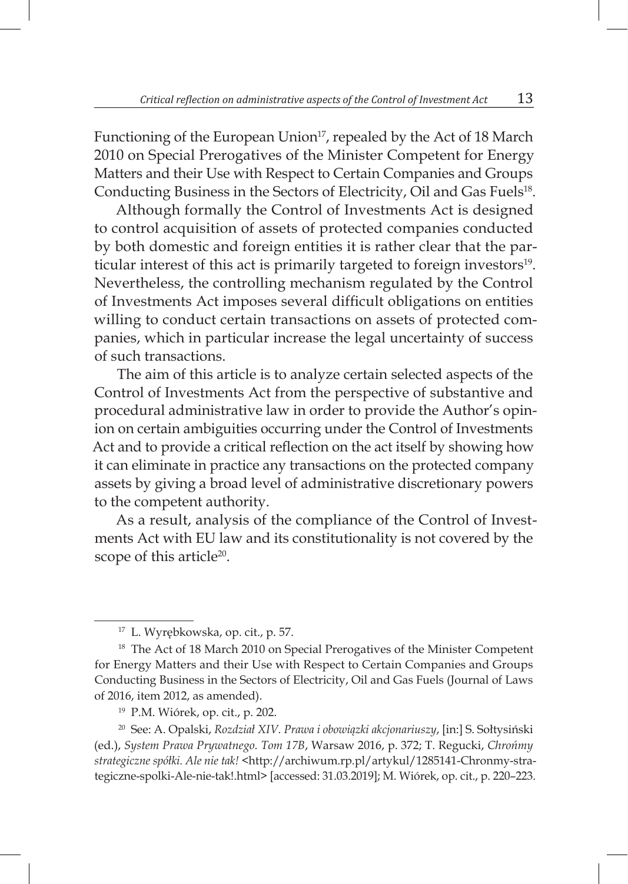Functioning of the European Union[17], repealed by the Act of 18 March 2010 on Special Prerogatives of the Minister Competent for Energy Matters and their Use with Respect to Certain Companies and Groups Conducting Business in the Sectors of Electricity, Oil and Gas Fuels[18].

Although formally the Control of Investments Act is designed to control acquisition of assets of protected companies conducted by both domestic and foreign entities it is rather clear that the particular interest of this act is primarily targeted to foreign investors[19]. Nevertheless, the controlling mechanism regulated by the Control of Investments Act imposes several difficult obligations on entities willing to conduct certain transactions on assets of protected companies, which in particular increase the legal uncertainty of success of such transactions.

The aim of this article is to analyze certain selected aspects of the Control of Investments Act from the perspective of substantive and procedural administrative law in order to provide the Author's opinion on certain ambiguities occurring under the Control of Investments Act and to provide a critical reflection on the act itself by showing how it can eliminate in practice any transactions on the protected company assets by giving a broad level of administrative discretionary powers to the competent authority.

As a result, analysis of the compliance of the Control of Investments Act with EU law and its constitutionality is not covered by the scope of this article[20].

---

[17] L. Wyrębkowska, op. cit., p. 57.

[18] The Act of 18 March 2010 on Special Prerogatives of the Minister Competent for Energy Matters and their Use with Respect to Certain Companies and Groups Conducting Business in the Sectors of Electricity, Oil and Gas Fuels (Journal of Laws of 2016, item 2012, as amended).

[19] P.M. Wiórek, op. cit., p. 202.

[20] See: A. Opalski, *Rozdział XIV. Prawa i obowiązki akcjonariuszy*, [in:] S. Sołtysiński (ed.), *System Prawa Prywatnego. Tom 17B*, Warsaw 2016, p. 372; T. Regucki, *Chrońmy strategiczne spółki. Ale nie tak!* <http://archiwum.rp.pl/artykul/1285141-Chronmy-strategiczne-spolki-Ale-nie-tak!.html> [accessed: 31.03.2019]; M. Wiórek, op. cit., p. 220–223.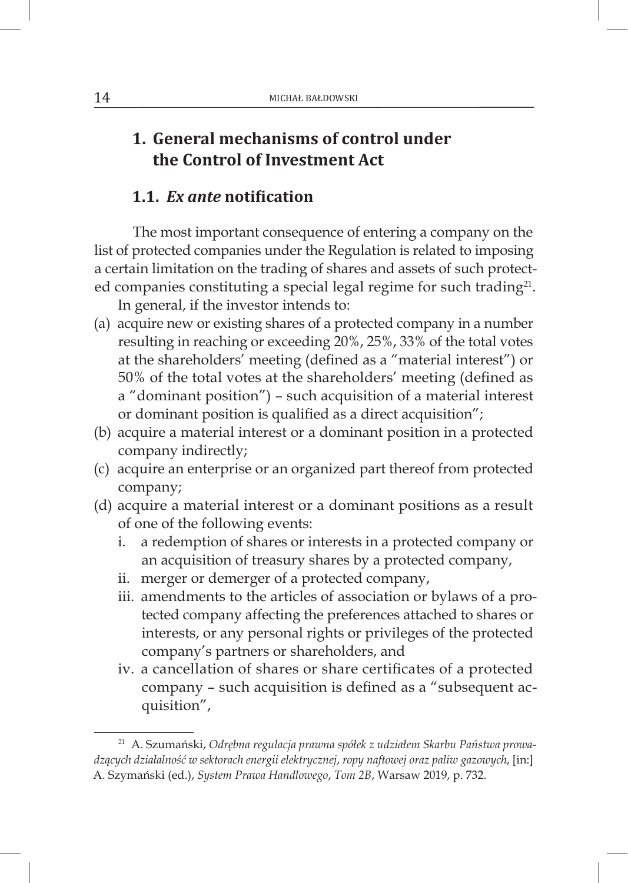# 1. General mechanisms of control under the Control of Investment Act

## 1.1. *Ex ante* notification

The most important consequence of entering a company on the list of protected companies under the Regulation is related to imposing a certain limitation on the trading of shares and assets of such protected companies constituting a special legal regime for such trading[21].

In general, if the investor intends to:

(a) acquire new or existing shares of a protected company in a number resulting in reaching or exceeding 20%, 25%, 33% of the total votes at the shareholders' meeting (defined as a "material interest") or 50% of the total votes at the shareholders' meeting (defined as a "dominant position") – such acquisition of a material interest or dominant position is qualified as a direct acquisition";

(b) acquire a material interest or a dominant position in a protected company indirectly;

(c) acquire an enterprise or an organized part thereof from protected company;

(d) acquire a material interest or a dominant positions as a result of one of the following events:

   i. a redemption of shares or interests in a protected company or an acquisition of treasury shares by a protected company,
   
   ii. merger or demerger of a protected company,
   
   iii. amendments to the articles of association or bylaws of a protected company affecting the preferences attached to shares or interests, or any personal rights or privileges of the protected company's partners or shareholders, and
   
   iv. a cancellation of shares or share certificates of a protected company – such acquisition is defined as a "subsequent acquisition",

---

[21] A. Szumański, *Odrębna regulacja prawna spółek z udziałem Skarbu Państwa prowadzących działalność w sektorach energii elektrycznej, ropy naftowej oraz paliw gazowych*, [in:] A. Szymański (ed.), *System Prawa Handlowego*, *Tom 2B*, Warsaw 2019, p. 732.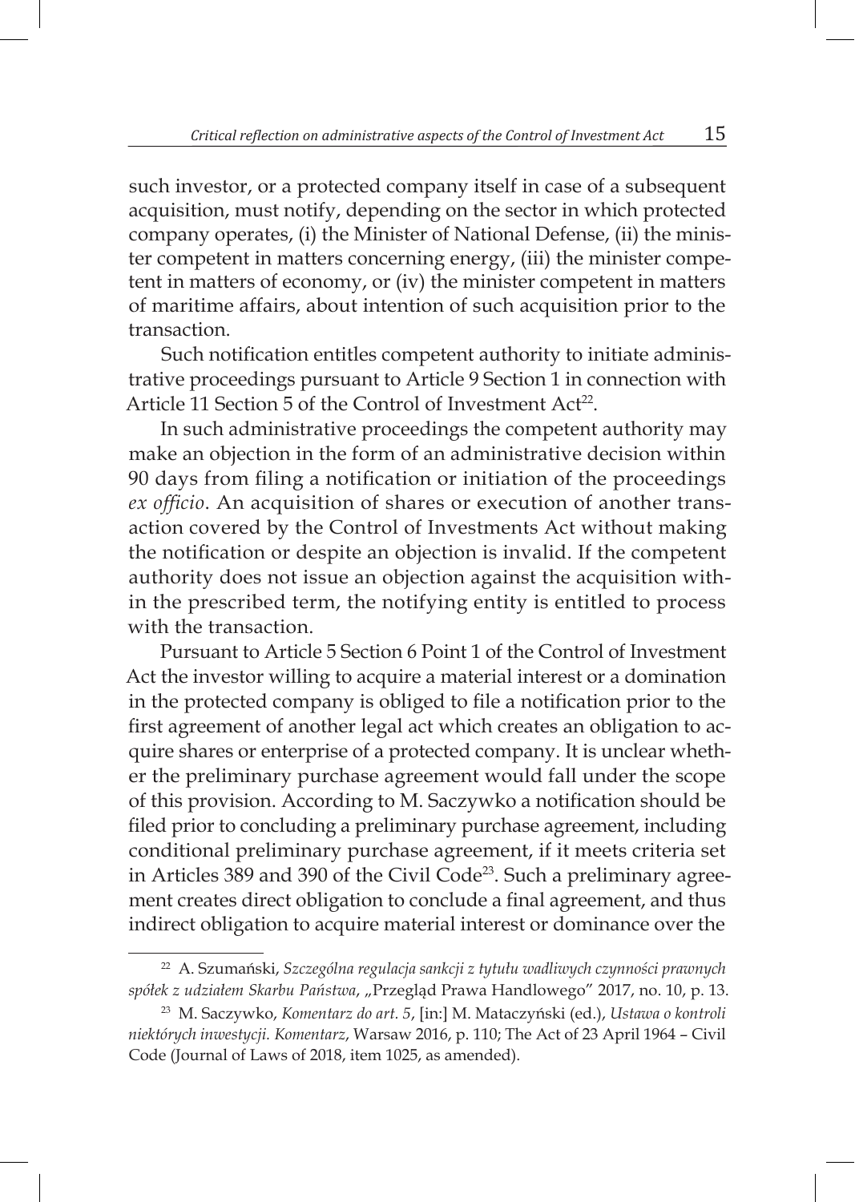such investor, or a protected company itself in case of a subsequent acquisition, must notify, depending on the sector in which protected company operates, (i) the Minister of National Defense, (ii) the minister competent in matters concerning energy, (iii) the minister competent in matters of economy, or (iv) the minister competent in matters of maritime affairs, about intention of such acquisition prior to the transaction.

Such notification entitles competent authority to initiate administrative proceedings pursuant to Article 9 Section 1 in connection with Article 11 Section 5 of the Control of Investment Act[22].

In such administrative proceedings the competent authority may make an objection in the form of an administrative decision within 90 days from filing a notification or initiation of the proceedings *ex officio*. An acquisition of shares or execution of another transaction covered by the Control of Investments Act without making the notification or despite an objection is invalid. If the competent authority does not issue an objection against the acquisition within the prescribed term, the notifying entity is entitled to process with the transaction.

Pursuant to Article 5 Section 6 Point 1 of the Control of Investment Act the investor willing to acquire a material interest or a domination in the protected company is obliged to file a notification prior to the first agreement of another legal act which creates an obligation to acquire shares or enterprise of a protected company. It is unclear whether the preliminary purchase agreement would fall under the scope of this provision. According to M. Saczywko a notification should be filed prior to concluding a preliminary purchase agreement, including conditional preliminary purchase agreement, if it meets criteria set in Articles 389 and 390 of the Civil Code[23]. Such a preliminary agreement creates direct obligation to conclude a final agreement, and thus indirect obligation to acquire material interest or dominance over the

---

[22] A. Szumański, *Szczególna regulacja sankcji z tytułu wadliwych czynności prawnych spółek z udziałem Skarbu Państwa*, „Przegląd Prawa Handlowego" 2017, no. 10, p. 13.

[23] M. Saczywko, *Komentarz do art. 5*, [in:] M. Mataczyński (ed.), *Ustawa o kontroli niektórych inwestycji. Komentarz*, Warsaw 2016, p. 110; The Act of 23 April 1964 – Civil Code (Journal of Laws of 2018, item 1025, as amended).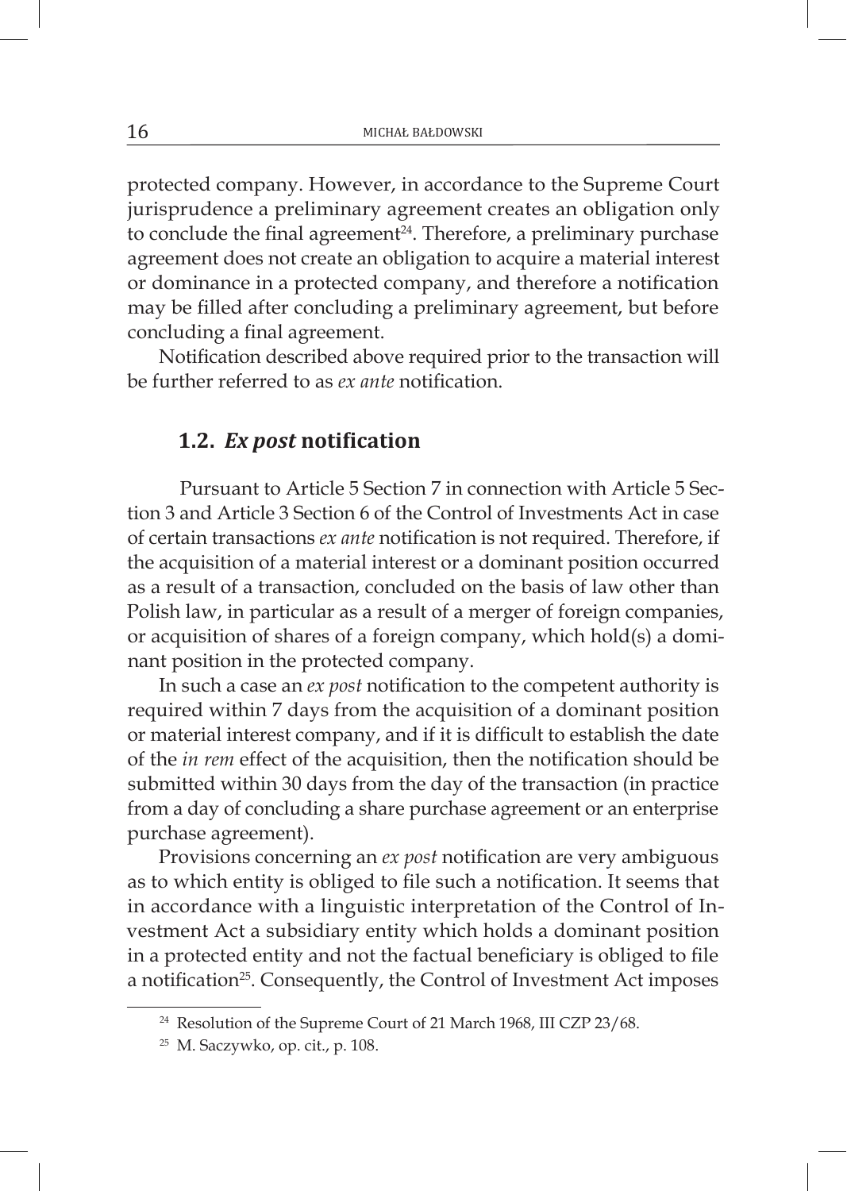protected company. However, in accordance to the Supreme Court jurisprudence a preliminary agreement creates an obligation only to conclude the final agreement[24]. Therefore, a preliminary purchase agreement does not create an obligation to acquire a material interest or dominance in a protected company, and therefore a notification may be filled after concluding a preliminary agreement, but before concluding a final agreement.

Notification described above required prior to the transaction will be further referred to as *ex ante* notification.

### 1.2. *Ex post* notification

Pursuant to Article 5 Section 7 in connection with Article 5 Section 3 and Article 3 Section 6 of the Control of Investments Act in case of certain transactions *ex ante* notification is not required. Therefore, if the acquisition of a material interest or a dominant position occurred as a result of a transaction, concluded on the basis of law other than Polish law, in particular as a result of a merger of foreign companies, or acquisition of shares of a foreign company, which hold(s) a dominant position in the protected company.

In such a case an *ex post* notification to the competent authority is required within 7 days from the acquisition of a dominant position or material interest company, and if it is difficult to establish the date of the *in rem* effect of the acquisition, then the notification should be submitted within 30 days from the day of the transaction (in practice from a day of concluding a share purchase agreement or an enterprise purchase agreement).

Provisions concerning an *ex post* notification are very ambiguous as to which entity is obliged to file such a notification. It seems that in accordance with a linguistic interpretation of the Control of Investment Act a subsidiary entity which holds a dominant position in a protected entity and not the factual beneficiary is obliged to file a notification[25]. Consequently, the Control of Investment Act imposes

---

[24] Resolution of the Supreme Court of 21 March 1968, III CZP 23/68.

[25] M. Saczywko, op. cit., p. 108.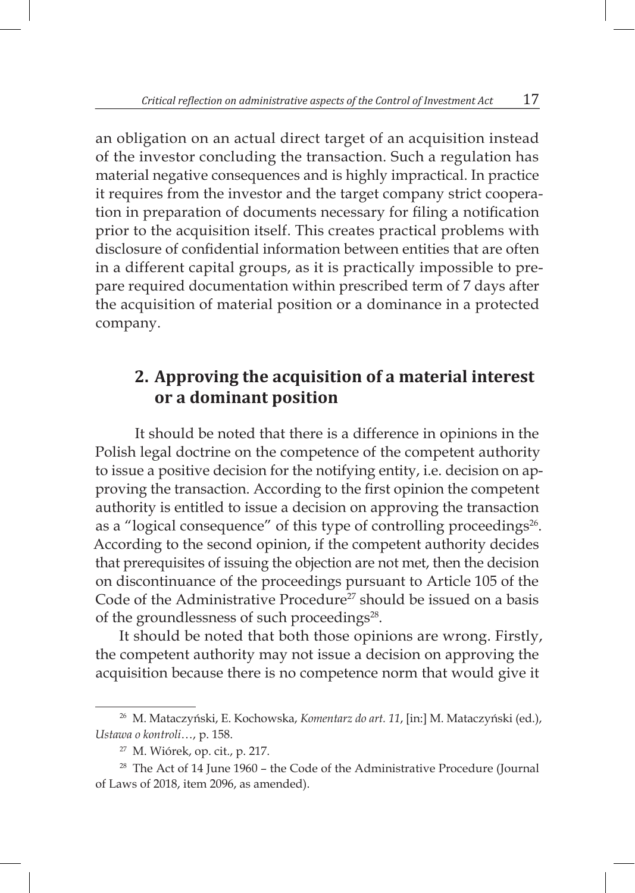an obligation on an actual direct target of an acquisition instead of the investor concluding the transaction. Such a regulation has material negative consequences and is highly impractical. In practice it requires from the investor and the target company strict cooperation in preparation of documents necessary for filing a notification prior to the acquisition itself. This creates practical problems with disclosure of confidential information between entities that are often in a different capital groups, as it is practically impossible to prepare required documentation within prescribed term of 7 days after the acquisition of material position or a dominance in a protected company.

## 2. Approving the acquisition of a material interest or a dominant position

It should be noted that there is a difference in opinions in the Polish legal doctrine on the competence of the competent authority to issue a positive decision for the notifying entity, i.e. decision on approving the transaction. According to the first opinion the competent authority is entitled to issue a decision on approving the transaction as a "logical consequence" of this type of controlling proceedings[26]. According to the second opinion, if the competent authority decides that prerequisites of issuing the objection are not met, then the decision on discontinuance of the proceedings pursuant to Article 105 of the Code of the Administrative Procedure[27] should be issued on a basis of the groundlessness of such proceedings[28].

It should be noted that both those opinions are wrong. Firstly, the competent authority may not issue a decision on approving the acquisition because there is no competence norm that would give it

---

[26] M. Mataczyński, E. Kochowska, *Komentarz do art. 11*, [in:] M. Mataczyński (ed.), *Ustawa o kontroli*…, p. 158.

[27] M. Wiórek, op. cit., p. 217.

[28] The Act of 14 June 1960 – the Code of the Administrative Procedure (Journal of Laws of 2018, item 2096, as amended).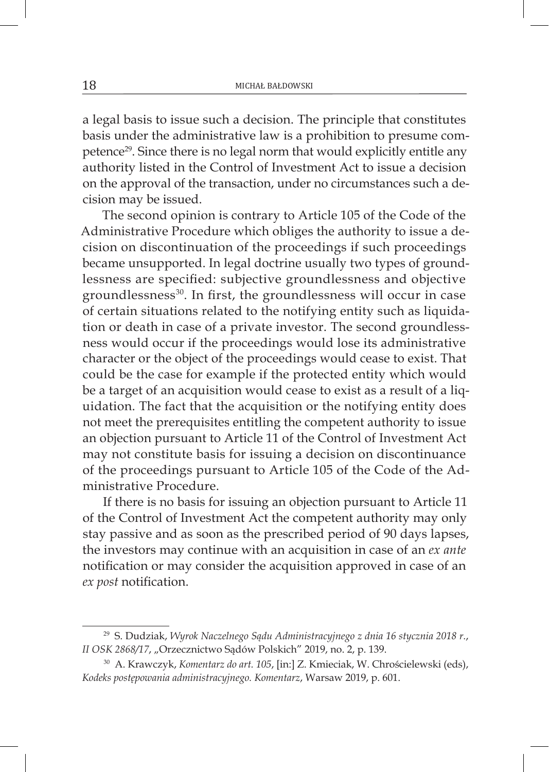a legal basis to issue such a decision. The principle that constitutes basis under the administrative law is a prohibition to presume competence[29]. Since there is no legal norm that would explicitly entitle any authority listed in the Control of Investment Act to issue a decision on the approval of the transaction, under no circumstances such a decision may be issued.

The second opinion is contrary to Article 105 of the Code of the Administrative Procedure which obliges the authority to issue a decision on discontinuation of the proceedings if such proceedings became unsupported. In legal doctrine usually two types of groundlessness are specified: subjective groundlessness and objective groundlessness[30]. In first, the groundlessness will occur in case of certain situations related to the notifying entity such as liquidation or death in case of a private investor. The second groundlessness would occur if the proceedings would lose its administrative character or the object of the proceedings would cease to exist. That could be the case for example if the protected entity which would be a target of an acquisition would cease to exist as a result of a liquidation. The fact that the acquisition or the notifying entity does not meet the prerequisites entitling the competent authority to issue an objection pursuant to Article 11 of the Control of Investment Act may not constitute basis for issuing a decision on discontinuance of the proceedings pursuant to Article 105 of the Code of the Administrative Procedure.

If there is no basis for issuing an objection pursuant to Article 11 of the Control of Investment Act the competent authority may only stay passive and as soon as the prescribed period of 90 days lapses, the investors may continue with an acquisition in case of an *ex ante* notification or may consider the acquisition approved in case of an *ex post* notification.

---

[29] S. Dudziak, *Wyrok Naczelnego Sądu Administracyjnego z dnia 16 stycznia 2018 r., II OSK 2868/17*, „Orzecznictwo Sądów Polskich" 2019, no. 2, p. 139.

[30] A. Krawczyk, *Komentarz do art. 105*, [in:] Z. Kmieciak, W. Chróścielewski (eds), *Kodeks postępowania administracyjnego. Komentarz*, Warsaw 2019, p. 601.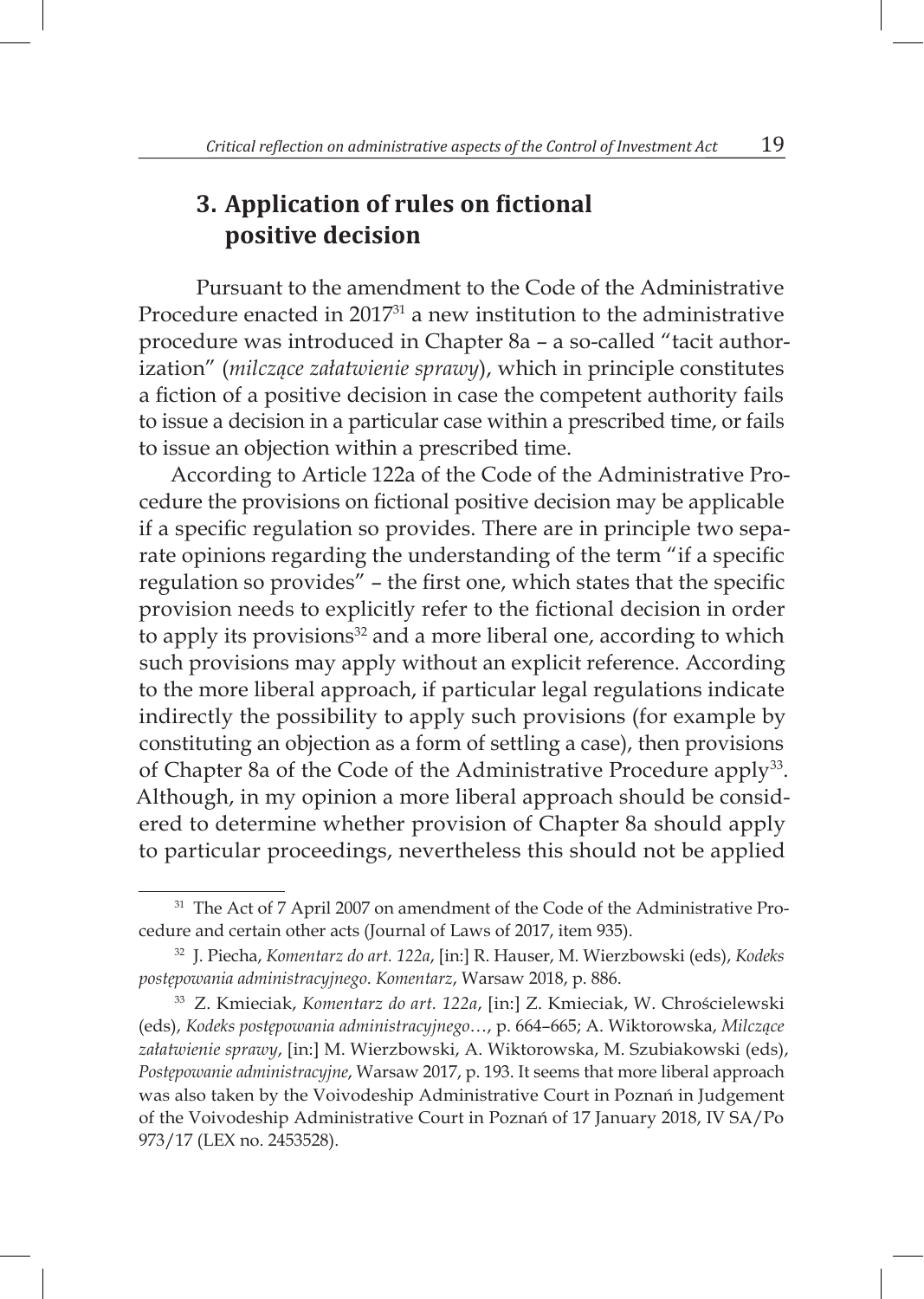## 3. Application of rules on fictional positive decision

Pursuant to the amendment to the Code of the Administrative Procedure enacted in 2017[31] a new institution to the administrative procedure was introduced in Chapter 8a – a so-called "tacit authorization" (*milczące załatwienie sprawy*), which in principle constitutes a fiction of a positive decision in case the competent authority fails to issue a decision in a particular case within a prescribed time, or fails to issue an objection within a prescribed time.

According to Article 122a of the Code of the Administrative Procedure the provisions on fictional positive decision may be applicable if a specific regulation so provides. There are in principle two separate opinions regarding the understanding of the term "if a specific regulation so provides" – the first one, which states that the specific provision needs to explicitly refer to the fictional decision in order to apply its provisions[32] and a more liberal one, according to which such provisions may apply without an explicit reference. According to the more liberal approach, if particular legal regulations indicate indirectly the possibility to apply such provisions (for example by constituting an objection as a form of settling a case), then provisions of Chapter 8a of the Code of the Administrative Procedure apply[33]. Although, in my opinion a more liberal approach should be considered to determine whether provision of Chapter 8a should apply to particular proceedings, nevertheless this should not be applied

---

[31] The Act of 7 April 2007 on amendment of the Code of the Administrative Procedure and certain other acts (Journal of Laws of 2017, item 935).

[32] J. Piecha, *Komentarz do art. 122a*, [in:] R. Hauser, M. Wierzbowski (eds), *Kodeks postępowania administracyjnego*. *Komentarz*, Warsaw 2018, p. 886.

[33] Z. Kmieciak, *Komentarz do art. 122a*, [in:] Z. Kmieciak, W. Chróścielewski (eds), *Kodeks postępowania administracyjnego*…, p. 664–665; A. Wiktorowska, *Milczące załatwienie sprawy*, [in:] M. Wierzbowski, A. Wiktorowska, M. Szubiakowski (eds), *Postępowanie administracyjne*, Warsaw 2017, p. 193. It seems that more liberal approach was also taken by the Voivodeship Administrative Court in Poznań in Judgement of the Voivodeship Administrative Court in Poznań of 17 January 2018, IV SA/Po 973/17 (LEX no. 2453528).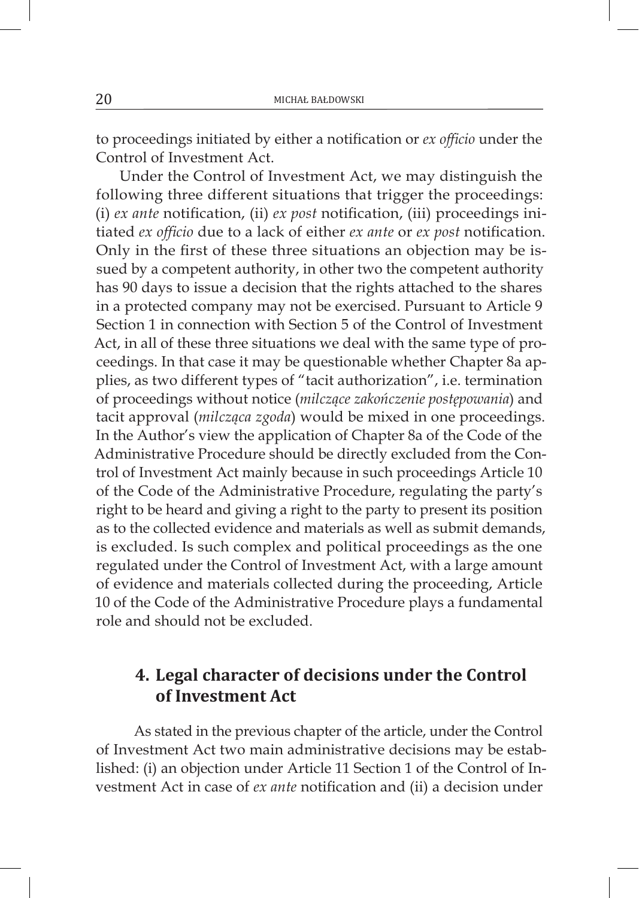to proceedings initiated by either a notification or *ex officio* under the Control of Investment Act.

Under the Control of Investment Act, we may distinguish the following three different situations that trigger the proceedings: (i) *ex ante* notification, (ii) *ex post* notification, (iii) proceedings initiated *ex officio* due to a lack of either *ex ante* or *ex post* notification. Only in the first of these three situations an objection may be issued by a competent authority, in other two the competent authority has 90 days to issue a decision that the rights attached to the shares in a protected company may not be exercised. Pursuant to Article 9 Section 1 in connection with Section 5 of the Control of Investment Act, in all of these three situations we deal with the same type of proceedings. In that case it may be questionable whether Chapter 8a applies, as two different types of "tacit authorization", i.e. termination of proceedings without notice (*milczące zakończenie postępowania*) and tacit approval (*milcząca zgoda*) would be mixed in one proceedings. In the Author's view the application of Chapter 8a of the Code of the Administrative Procedure should be directly excluded from the Control of Investment Act mainly because in such proceedings Article 10 of the Code of the Administrative Procedure, regulating the party's right to be heard and giving a right to the party to present its position as to the collected evidence and materials as well as submit demands, is excluded. Is such complex and political proceedings as the one regulated under the Control of Investment Act, with a large amount of evidence and materials collected during the proceeding, Article 10 of the Code of the Administrative Procedure plays a fundamental role and should not be excluded.

## 4. Legal character of decisions under the Control of Investment Act

As stated in the previous chapter of the article, under the Control of Investment Act two main administrative decisions may be established: (i) an objection under Article 11 Section 1 of the Control of Investment Act in case of *ex ante* notification and (ii) a decision under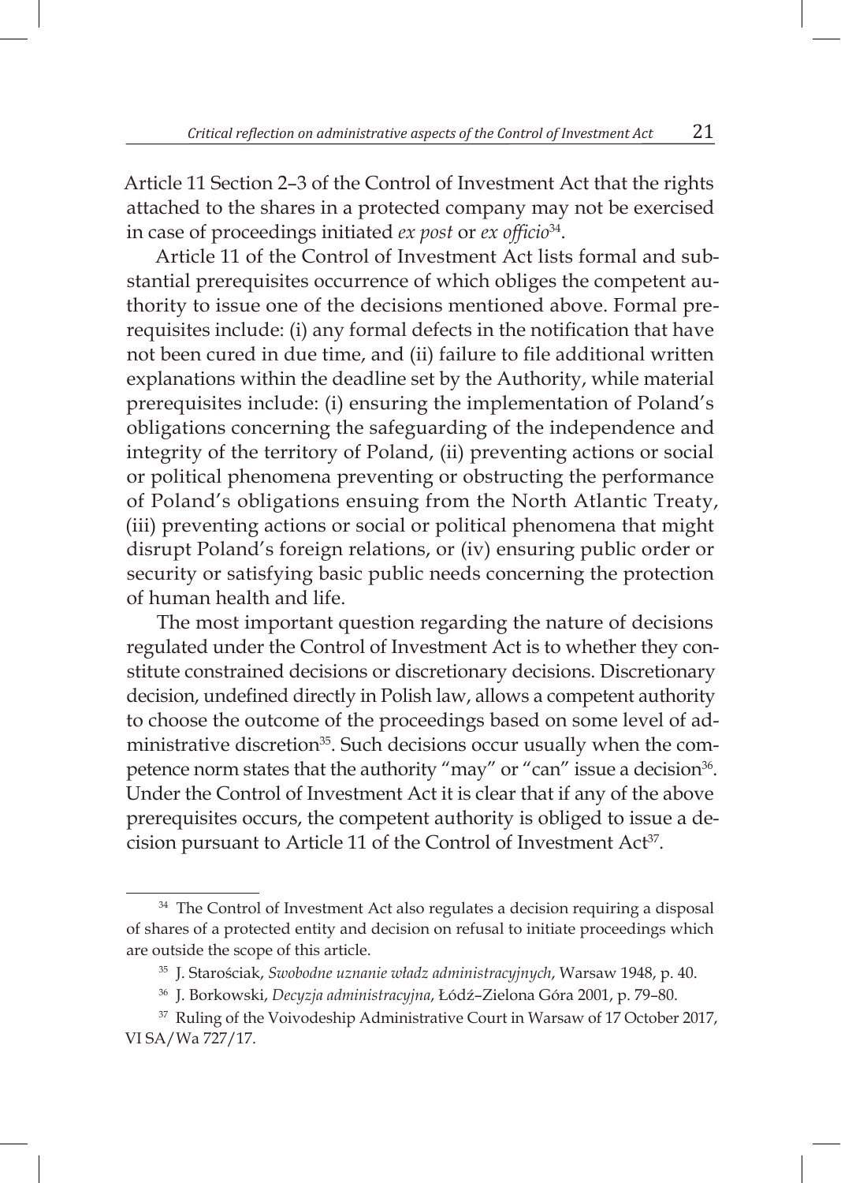Article 11 Section 2–3 of the Control of Investment Act that the rights attached to the shares in a protected company may not be exercised in case of proceedings initiated *ex post* or *ex officio*[34].

Article 11 of the Control of Investment Act lists formal and substantial prerequisites occurrence of which obliges the competent authority to issue one of the decisions mentioned above. Formal prerequisites include: (i) any formal defects in the notification that have not been cured in due time, and (ii) failure to file additional written explanations within the deadline set by the Authority, while material prerequisites include: (i) ensuring the implementation of Poland's obligations concerning the safeguarding of the independence and integrity of the territory of Poland, (ii) preventing actions or social or political phenomena preventing or obstructing the performance of Poland's obligations ensuing from the North Atlantic Treaty, (iii) preventing actions or social or political phenomena that might disrupt Poland's foreign relations, or (iv) ensuring public order or security or satisfying basic public needs concerning the protection of human health and life.

The most important question regarding the nature of decisions regulated under the Control of Investment Act is to whether they constitute constrained decisions or discretionary decisions. Discretionary decision, undefined directly in Polish law, allows a competent authority to choose the outcome of the proceedings based on some level of administrative discretion[35]. Such decisions occur usually when the competence norm states that the authority "may" or "can" issue a decision[36]. Under the Control of Investment Act it is clear that if any of the above prerequisites occurs, the competent authority is obliged to issue a decision pursuant to Article 11 of the Control of Investment Act[37].

---

[34] The Control of Investment Act also regulates a decision requiring a disposal of shares of a protected entity and decision on refusal to initiate proceedings which are outside the scope of this article.

[35] J. Starościak, *Swobodne uznanie władz administracyjnych*, Warsaw 1948, p. 40.

[36] J. Borkowski, *Decyzja administracyjna*, Łódź–Zielona Góra 2001, p. 79–80.

[37] Ruling of the Voivodeship Administrative Court in Warsaw of 17 October 2017, VI SA/Wa 727/17.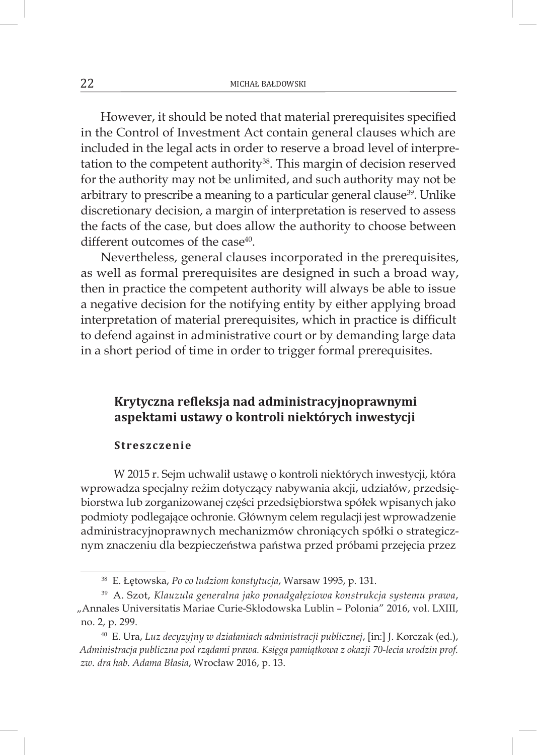However, it should be noted that material prerequisites specified in the Control of Investment Act contain general clauses which are included in the legal acts in order to reserve a broad level of interpretation to the competent authority[38]. This margin of decision reserved for the authority may not be unlimited, and such authority may not be arbitrary to prescribe a meaning to a particular general clause[39]. Unlike discretionary decision, a margin of interpretation is reserved to assess the facts of the case, but does allow the authority to choose between different outcomes of the case[40].

Nevertheless, general clauses incorporated in the prerequisites, as well as formal prerequisites are designed in such a broad way, then in practice the competent authority will always be able to issue a negative decision for the notifying entity by either applying broad interpretation of material prerequisites, which in practice is difficult to defend against in administrative court or by demanding large data in a short period of time in order to trigger formal prerequisites.

## Krytyczna refleksja nad administracyjnoprawnymi aspektami ustawy o kontroli niektórych inwestycji

### Streszczenie

W 2015 r. Sejm uchwalił ustawę o kontroli niektórych inwestycji, która wprowadza specjalny reżim dotyczący nabywania akcji, udziałów, przedsiębiorstwa lub zorganizowanej części przedsiębiorstwa spółek wpisanych jako podmioty podlegające ochronie. Głównym celem regulacji jest wprowadzenie administracyjnoprawnych mechanizmów chroniących spółki o strategicznym znaczeniu dla bezpieczeństwa państwa przed próbami przejęcia przez

---

[38] E. Łętowska, *Po co ludziom konstytucja*, Warsaw 1995, p. 131.

[39] A. Szot, *Klauzula generalna jako ponadgałęziowa konstrukcja systemu prawa*, „Annales Universitatis Mariae Curie-Skłodowska Lublin – Polonia" 2016, vol. LXIII, no. 2, p. 299.

[40] E. Ura, *Luz decyzyjny w działaniach administracji publicznej*, [in:] J. Korczak (ed.), *Administracja publiczna pod rządami prawa. Księga pamiątkowa z okazji 70-lecia urodzin prof. zw. dra hab. Adama Błasia*, Wrocław 2016, p. 13.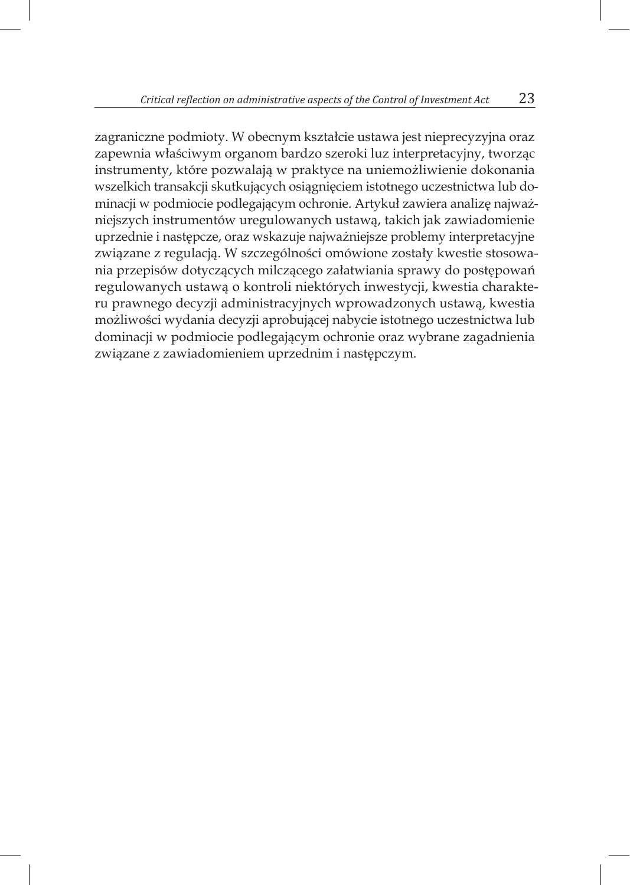zagraniczne podmioty. W obecnym kształcie ustawa jest nieprecyzyjna oraz zapewnia właściwym organom bardzo szeroki luz interpretacyjny, tworząc instrumenty, które pozwalają w praktyce na uniemożliwienie dokonania wszelkich transakcji skutkujących osiągnięciem istotnego uczestnictwa lub dominacji w podmiocie podlegającym ochronie. Artykuł zawiera analizę najważniejszych instrumentów uregulowanych ustawą, takich jak zawiadomienie uprzednie i następcze, oraz wskazuje najważniejsze problemy interpretacyjne związane z regulacją. W szczególności omówione zostały kwestie stosowania przepisów dotyczących milczącego załatwiania sprawy do postępowań regulowanych ustawą o kontroli niektórych inwestycji, kwestia charakteru prawnego decyzji administracyjnych wprowadzonych ustawą, kwestia możliwości wydania decyzji aprobującej nabycie istotnego uczestnictwa lub dominacji w podmiocie podlegającym ochronie oraz wybrane zagadnienia związane z zawiadomieniem uprzednim i następczym.